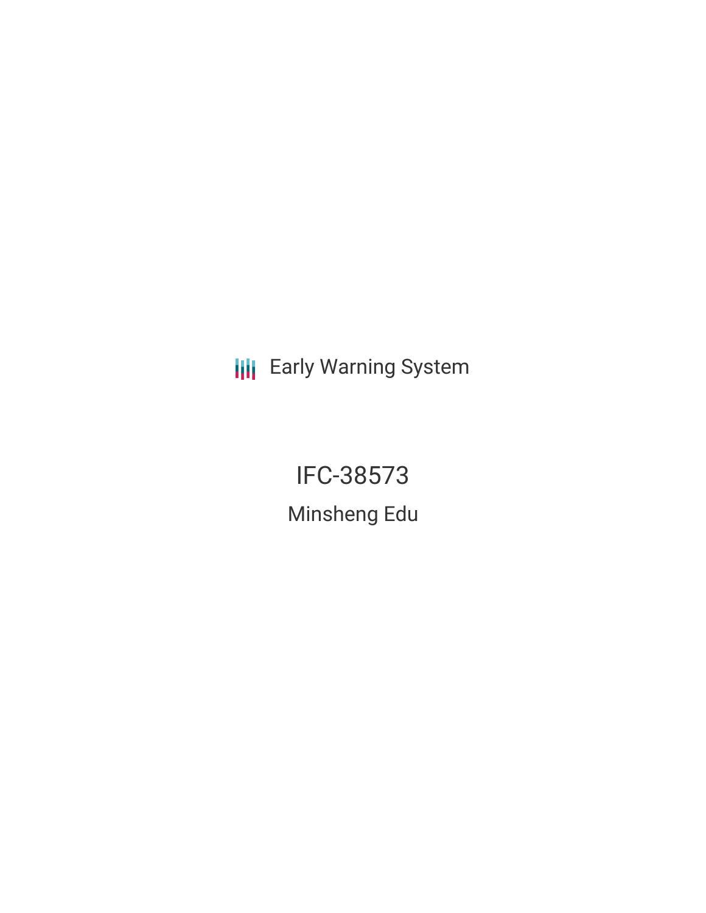Early Warning System

# IFC-38573

## Minsheng Edu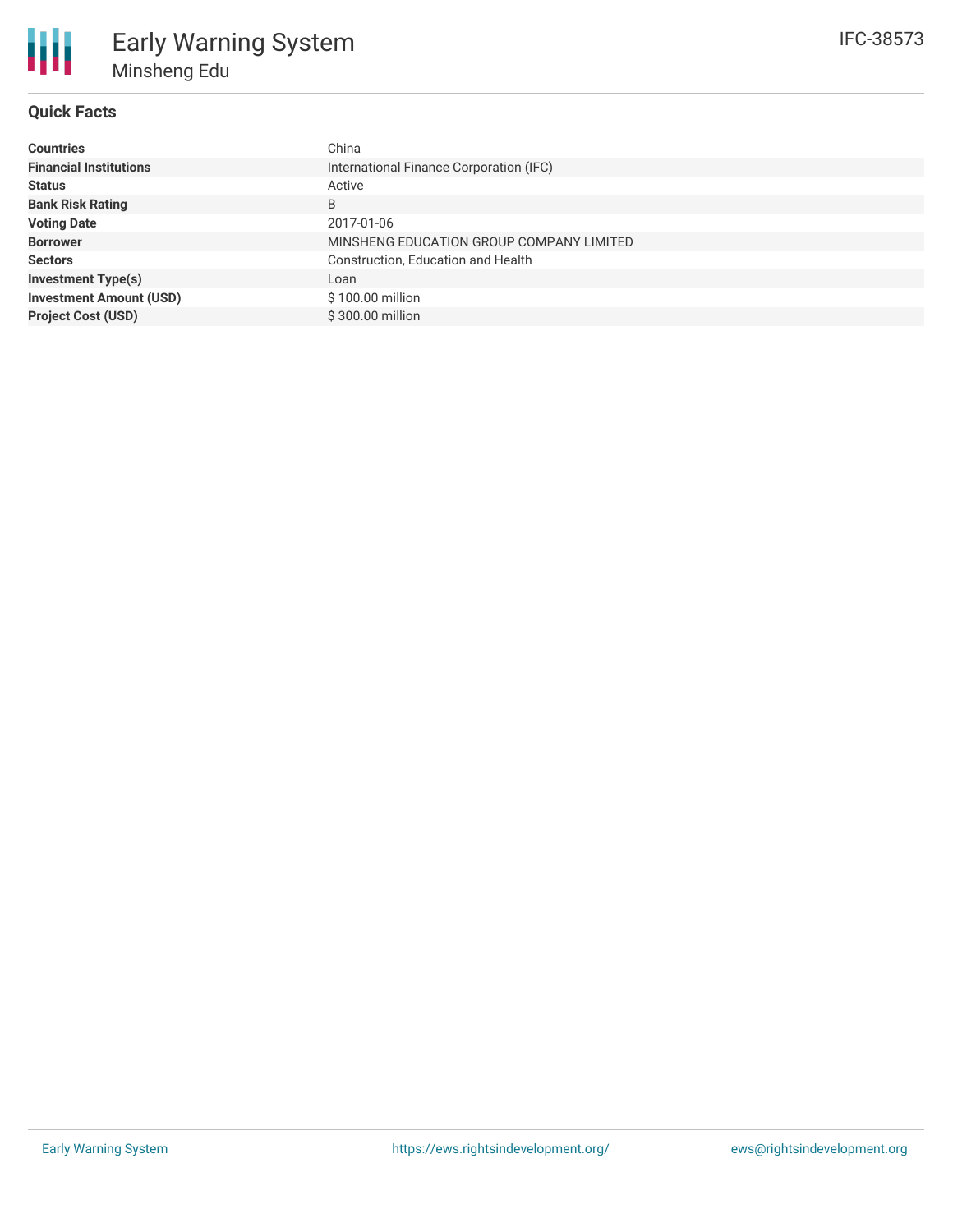# Early Warning System

## Minsheng Edu

IFC-38573

### Quick Facts

| | |
|---|---|
| **Countries** | China |
| **Financial Institutions** | International Finance Corporation (IFC) |
| **Status** | Active |
| **Bank Risk Rating** | B |
| **Voting Date** | 2017-01-06 |
| **Borrower** | MINSHENG EDUCATION GROUP COMPANY LIMITED |
| **Sectors** | Construction, Education and Health |
| **Investment Type(s)** | Loan |
| **Investment Amount (USD)** | $ 100.00 million |
| **Project Cost (USD)** | $ 300.00 million |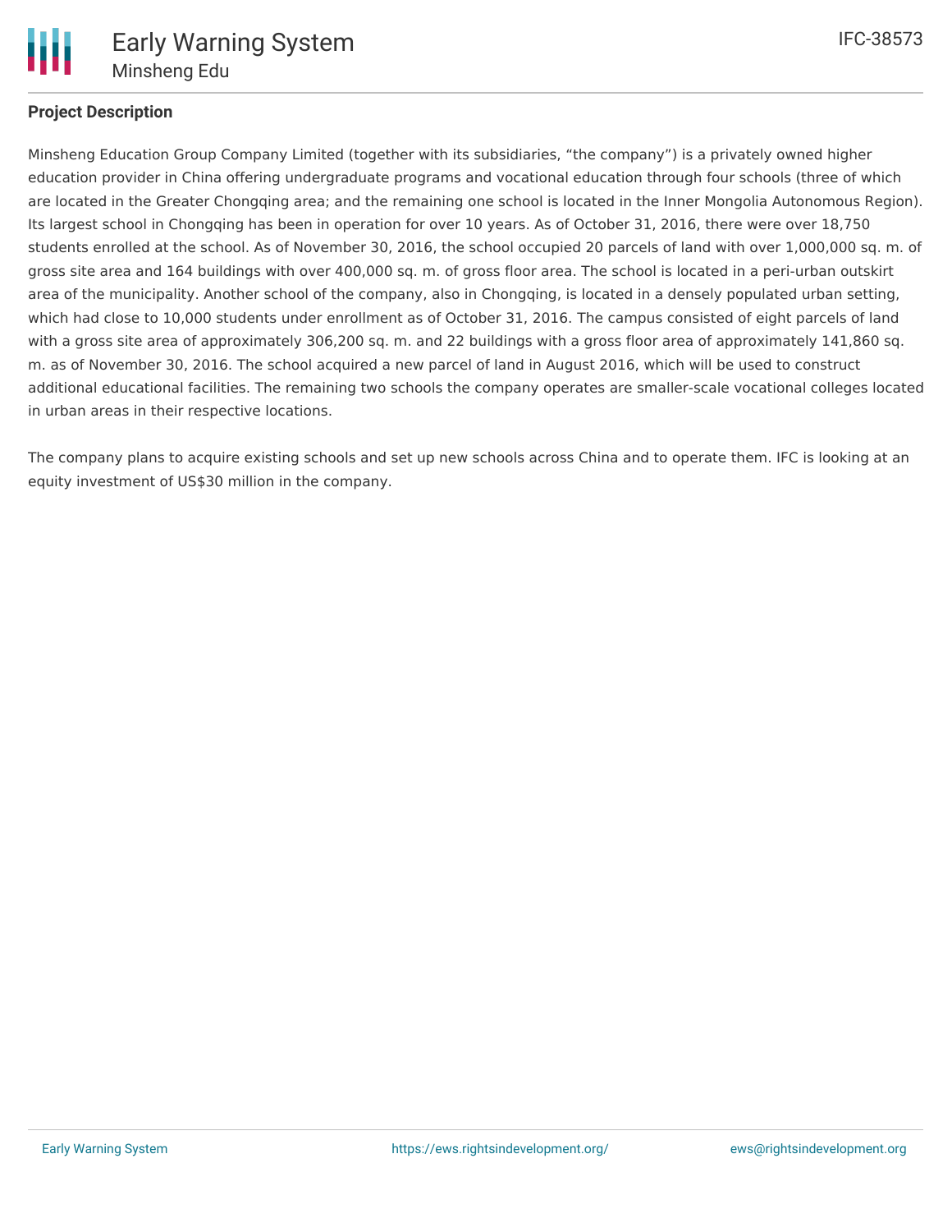## Project Description

Minsheng Education Group Company Limited (together with its subsidiaries, "the company") is a privately owned higher education provider in China offering undergraduate programs and vocational education through four schools (three of which are located in the Greater Chongqing area; and the remaining one school is located in the Inner Mongolia Autonomous Region). Its largest school in Chongqing has been in operation for over 10 years. As of October 31, 2016, there were over 18,750 students enrolled at the school. As of November 30, 2016, the school occupied 20 parcels of land with over 1,000,000 sq. m. of gross site area and 164 buildings with over 400,000 sq. m. of gross floor area. The school is located in a peri-urban outskirt area of the municipality. Another school of the company, also in Chongqing, is located in a densely populated urban setting, which had close to 10,000 students under enrollment as of October 31, 2016. The campus consisted of eight parcels of land with a gross site area of approximately 306,200 sq. m. and 22 buildings with a gross floor area of approximately 141,860 sq. m. as of November 30, 2016. The school acquired a new parcel of land in August 2016, which will be used to construct additional educational facilities. The remaining two schools the company operates are smaller-scale vocational colleges located in urban areas in their respective locations.

The company plans to acquire existing schools and set up new schools across China and to operate them. IFC is looking at an equity investment of US$30 million in the company.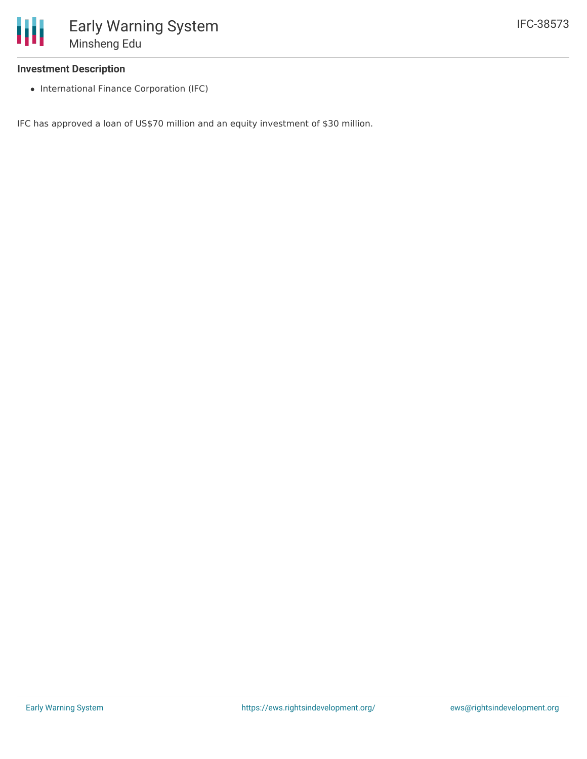### Investment Description

- International Finance Corporation (IFC)

IFC has approved a loan of US$70 million and an equity investment of $30 million.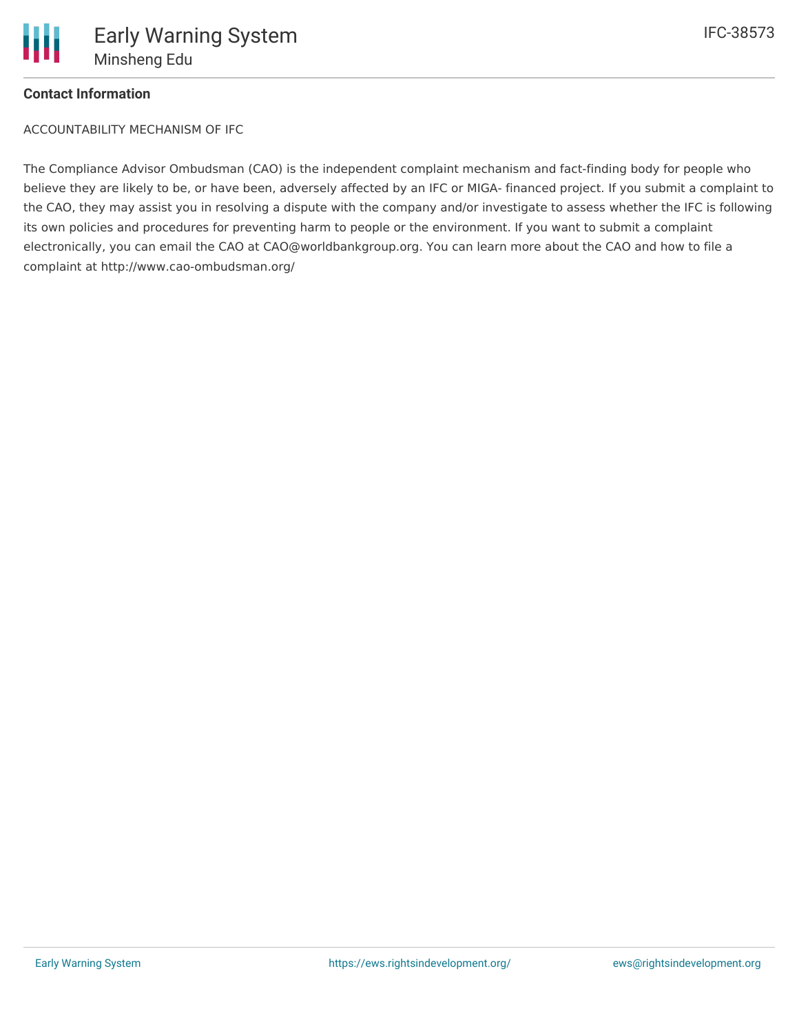**Contact Information**

ACCOUNTABILITY MECHANISM OF IFC

The Compliance Advisor Ombudsman (CAO) is the independent complaint mechanism and fact-finding body for people who believe they are likely to be, or have been, adversely affected by an IFC or MIGA- financed project. If you submit a complaint to the CAO, they may assist you in resolving a dispute with the company and/or investigate to assess whether the IFC is following its own policies and procedures for preventing harm to people or the environment. If you want to submit a complaint electronically, you can email the CAO at CAO@worldbankgroup.org. You can learn more about the CAO and how to file a complaint at http://www.cao-ombudsman.org/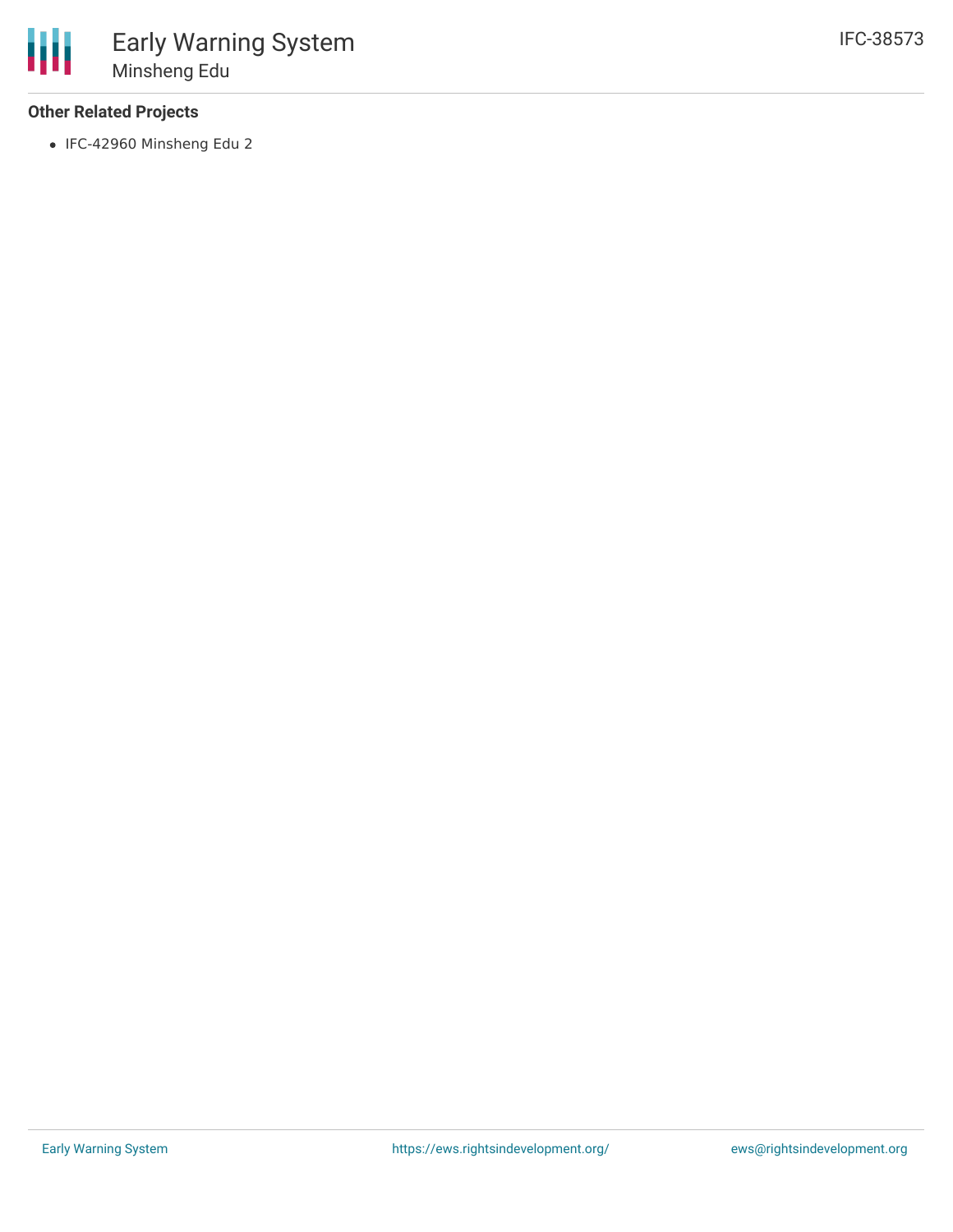**Other Related Projects**

- IFC-42960 Minsheng Edu 2